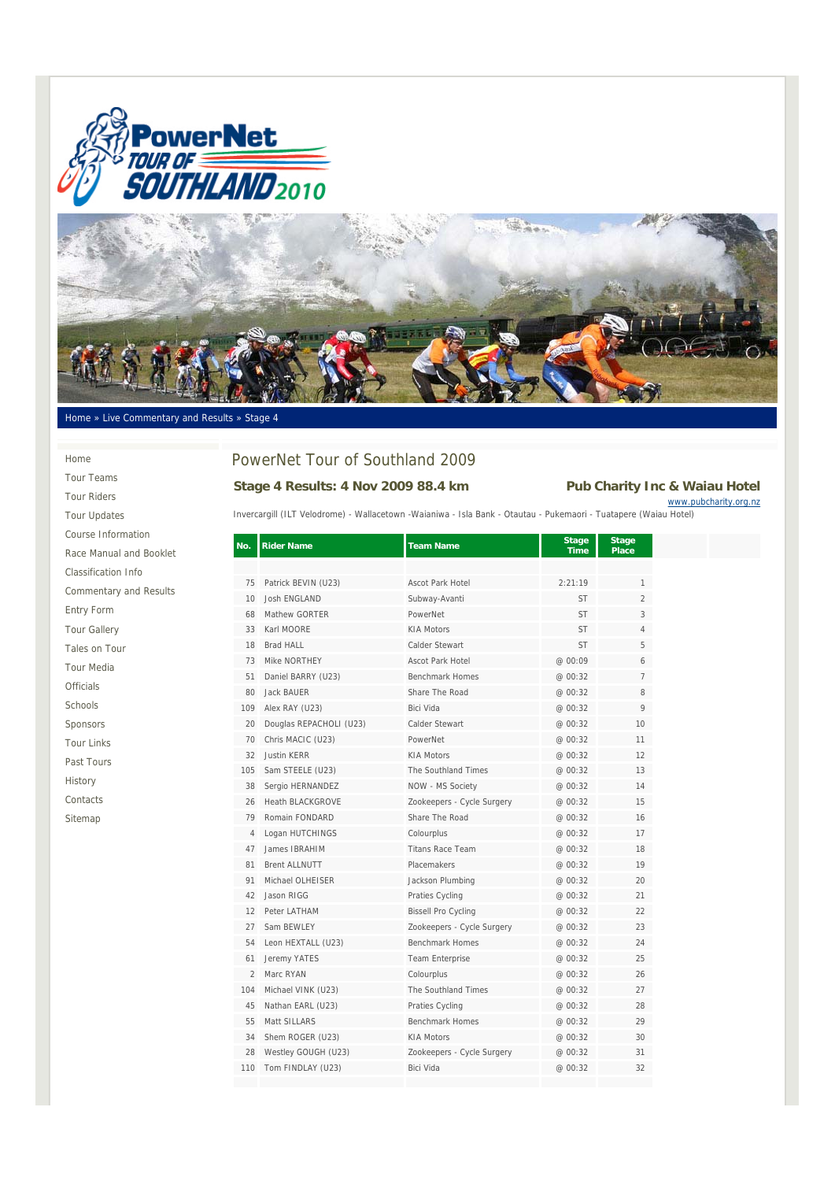Home » Live Commentary and Results » Stage 4

- Home
- Tour Teams
- Tour Riders
- Tour Updates
- Course Information
- Race Manual and Booklet
- Classification Info
- Commentary and Results
- Entry Form
- Tour Gallery
- Tales on Tour
- Tour Media
- Officials
- Schools
- Sponsors
- Tour Links
- Past Tours
- History
- Contacts
- Sitemap

# PowerNet Tour of Southland 2009

## Stage 4 Results: 4 Nov 2009 88.4 km

**Pub Charity Inc & Waiau Hotel**

www.pubcharity.org.nz

Invercargill (ILT Velodrome) - Wallacetown -Waianiwa - Isla Bank - Otautau - Pukemaori - Tuatapere (Waiau Hotel)

| No. | Rider Name | Team Name | Stage Time | Stage Place |
|---|---|---|---|---|
| 75 | Patrick BEVIN (U23) | Ascot Park Hotel | 2:21:19 | 1 |
| 10 | Josh ENGLAND | Subway-Avanti | ST | 2 |
| 68 | Mathew GORTER | PowerNet | ST | 3 |
| 33 | Karl MOORE | KIA Motors | ST | 4 |
| 18 | Brad HALL | Calder Stewart | ST | 5 |
| 73 | Mike NORTHEY | Ascot Park Hotel | @ 00:09 | 6 |
| 51 | Daniel BARRY (U23) | Benchmark Homes | @ 00:32 | 7 |
| 80 | Jack BAUER | Share The Road | @ 00:32 | 8 |
| 109 | Alex RAY (U23) | Bici Vida | @ 00:32 | 9 |
| 20 | Douglas REPACHOLI (U23) | Calder Stewart | @ 00:32 | 10 |
| 70 | Chris MACIC (U23) | PowerNet | @ 00:32 | 11 |
| 32 | Justin KERR | KIA Motors | @ 00:32 | 12 |
| 105 | Sam STEELE (U23) | The Southland Times | @ 00:32 | 13 |
| 38 | Sergio HERNANDEZ | NOW - MS Society | @ 00:32 | 14 |
| 26 | Heath BLACKGROVE | Zookeepers - Cycle Surgery | @ 00:32 | 15 |
| 79 | Romain FONDARD | Share The Road | @ 00:32 | 16 |
| 4 | Logan HUTCHINGS | Colourplus | @ 00:32 | 17 |
| 47 | James IBRAHIM | Titans Race Team | @ 00:32 | 18 |
| 81 | Brent ALLNUTT | Placemakers | @ 00:32 | 19 |
| 91 | Michael OLHEISER | Jackson Plumbing | @ 00:32 | 20 |
| 42 | Jason RIGG | Praties Cycling | @ 00:32 | 21 |
| 12 | Peter LATHAM | Bissell Pro Cycling | @ 00:32 | 22 |
| 27 | Sam BEWLEY | Zookeepers - Cycle Surgery | @ 00:32 | 23 |
| 54 | Leon HEXTALL (U23) | Benchmark Homes | @ 00:32 | 24 |
| 61 | Jeremy YATES | Team Enterprise | @ 00:32 | 25 |
| 2 | Marc RYAN | Colourplus | @ 00:32 | 26 |
| 104 | Michael VINK (U23) | The Southland Times | @ 00:32 | 27 |
| 45 | Nathan EARL (U23) | Praties Cycling | @ 00:32 | 28 |
| 55 | Matt SILLARS | Benchmark Homes | @ 00:32 | 29 |
| 34 | Shem ROGER (U23) | KIA Motors | @ 00:32 | 30 |
| 28 | Westley GOUGH (U23) | Zookeepers - Cycle Surgery | @ 00:32 | 31 |
| 110 | Tom FINDLAY (U23) | Bici Vida | @ 00:32 | 32 |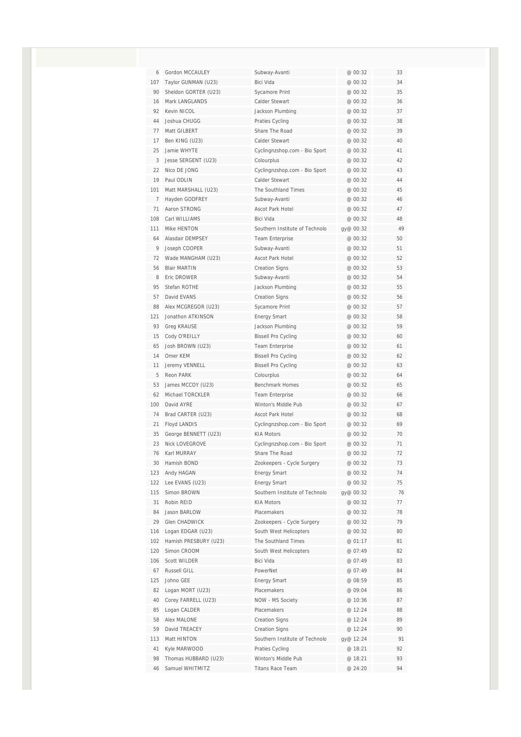| | | | | |
|---|---|---|---|---|
| 6 | Gordon MCCAULEY | Subway-Avanti | @ 00:32 | 33 |
| 107 | Taylor GUNMAN (U23) | Bici Vida | @ 00:32 | 34 |
| 90 | Sheldon GORTER (U23) | Sycamore Print | @ 00:32 | 35 |
| 16 | Mark LANGLANDS | Calder Stewart | @ 00:32 | 36 |
| 92 | Kevin NICOL | Jackson Plumbing | @ 00:32 | 37 |
| 44 | Joshua CHUGG | Praties Cycling | @ 00:32 | 38 |
| 77 | Matt GILBERT | Share The Road | @ 00:32 | 39 |
| 17 | Ben KING (U23) | Calder Stewart | @ 00:32 | 40 |
| 25 | Jamie WHYTE | Cyclingnzshop.com - Bio Sport | @ 00:32 | 41 |
| 3 | Jesse SERGENT (U23) | Colourplus | @ 00:32 | 42 |
| 22 | Nico DE JONG | Cyclingnzshop.com - Bio Sport | @ 00:32 | 43 |
| 19 | Paul ODLIN | Calder Stewart | @ 00:32 | 44 |
| 101 | Matt MARSHALL (U23) | The Southland Times | @ 00:32 | 45 |
| 7 | Hayden GODFREY | Subway-Avanti | @ 00:32 | 46 |
| 71 | Aaron STRONG | Ascot Park Hotel | @ 00:32 | 47 |
| 108 | Carl WILLIAMS | Bici Vida | @ 00:32 | 48 |
| 111 | Mike HENTON | Southern Institute of Technolo | gy@ 00:32 | 49 |
| 64 | Alasdair DEMPSEY | Team Enterprise | @ 00:32 | 50 |
| 9 | Joseph COOPER | Subway-Avanti | @ 00:32 | 51 |
| 72 | Wade MANGHAM (U23) | Ascot Park Hotel | @ 00:32 | 52 |
| 56 | Blair MARTIN | Creation Signs | @ 00:32 | 53 |
| 8 | Eric DROWER | Subway-Avanti | @ 00:32 | 54 |
| 95 | Stefan ROTHE | Jackson Plumbing | @ 00:32 | 55 |
| 57 | David EVANS | Creation Signs | @ 00:32 | 56 |
| 88 | Alex MCGREGOR (U23) | Sycamore Print | @ 00:32 | 57 |
| 121 | Jonathon ATKINSON | Energy Smart | @ 00:32 | 58 |
| 93 | Greg KRAUSE | Jackson Plumbing | @ 00:32 | 59 |
| 15 | Cody O'REILLY | Bissell Pro Cycling | @ 00:32 | 60 |
| 65 | Josh BROWN (U23) | Team Enterprise | @ 00:32 | 61 |
| 14 | Omer KEM | Bissell Pro Cycling | @ 00:32 | 62 |
| 11 | Jeremy VENNELL | Bissell Pro Cycling | @ 00:32 | 63 |
| 5 | Reon PARK | Colourplus | @ 00:32 | 64 |
| 53 | James MCCOY (U23) | Benchmark Homes | @ 00:32 | 65 |
| 62 | Michael TORCKLER | Team Enterprise | @ 00:32 | 66 |
| 100 | David AYRE | Winton's Middle Pub | @ 00:32 | 67 |
| 74 | Brad CARTER (U23) | Ascot Park Hotel | @ 00:32 | 68 |
| 21 | Floyd LANDIS | Cyclingnzshop.com - Bio Sport | @ 00:32 | 69 |
| 35 | George BENNETT (U23) | KIA Motors | @ 00:32 | 70 |
| 23 | Nick LOVEGROVE | Cyclingnzshop.com - Bio Sport | @ 00:32 | 71 |
| 76 | Karl MURRAY | Share The Road | @ 00:32 | 72 |
| 30 | Hamish BOND | Zookeepers - Cycle Surgery | @ 00:32 | 73 |
| 123 | Andy HAGAN | Energy Smart | @ 00:32 | 74 |
| 122 | Lee EVANS (U23) | Energy Smart | @ 00:32 | 75 |
| 115 | Simon BROWN | Southern Institute of Technolo | gy@ 00:32 | 76 |
| 31 | Robin REID | KIA Motors | @ 00:32 | 77 |
| 84 | Jason BARLOW | Placemakers | @ 00:32 | 78 |
| 29 | Glen CHADWICK | Zookeepers - Cycle Surgery | @ 00:32 | 79 |
| 116 | Logan EDGAR (U23) | South West Helicopters | @ 00:32 | 80 |
| 102 | Hamish PRESBURY (U23) | The Southland Times | @ 01:17 | 81 |
| 120 | Simon CROOM | South West Helicopters | @ 07:49 | 82 |
| 106 | Scott WILDER | Bici Vida | @ 07:49 | 83 |
| 67 | Russell GILL | PowerNet | @ 07:49 | 84 |
| 125 | Johno GEE | Energy Smart | @ 08:59 | 85 |
| 82 | Logan MORT (U23) | Placemakers | @ 09:04 | 86 |
| 40 | Corey FARRELL (U23) | NOW - MS Society | @ 10:36 | 87 |
| 85 | Logan CALDER | Placemakers | @ 12:24 | 88 |
| 58 | Alex MALONE | Creation Signs | @ 12:24 | 89 |
| 59 | David TREACEY | Creation Signs | @ 12:24 | 90 |
| 113 | Matt HINTON | Southern Institute of Technolo | gy@ 12:24 | 91 |
| 41 | Kyle MARWOOD | Praties Cycling | @ 18:21 | 92 |
| 98 | Thomas HUBBARD (U23) | Winton's Middle Pub | @ 18:21 | 93 |
| 46 | Samuel WHITMITZ | Titans Race Team | @ 24:20 | 94 |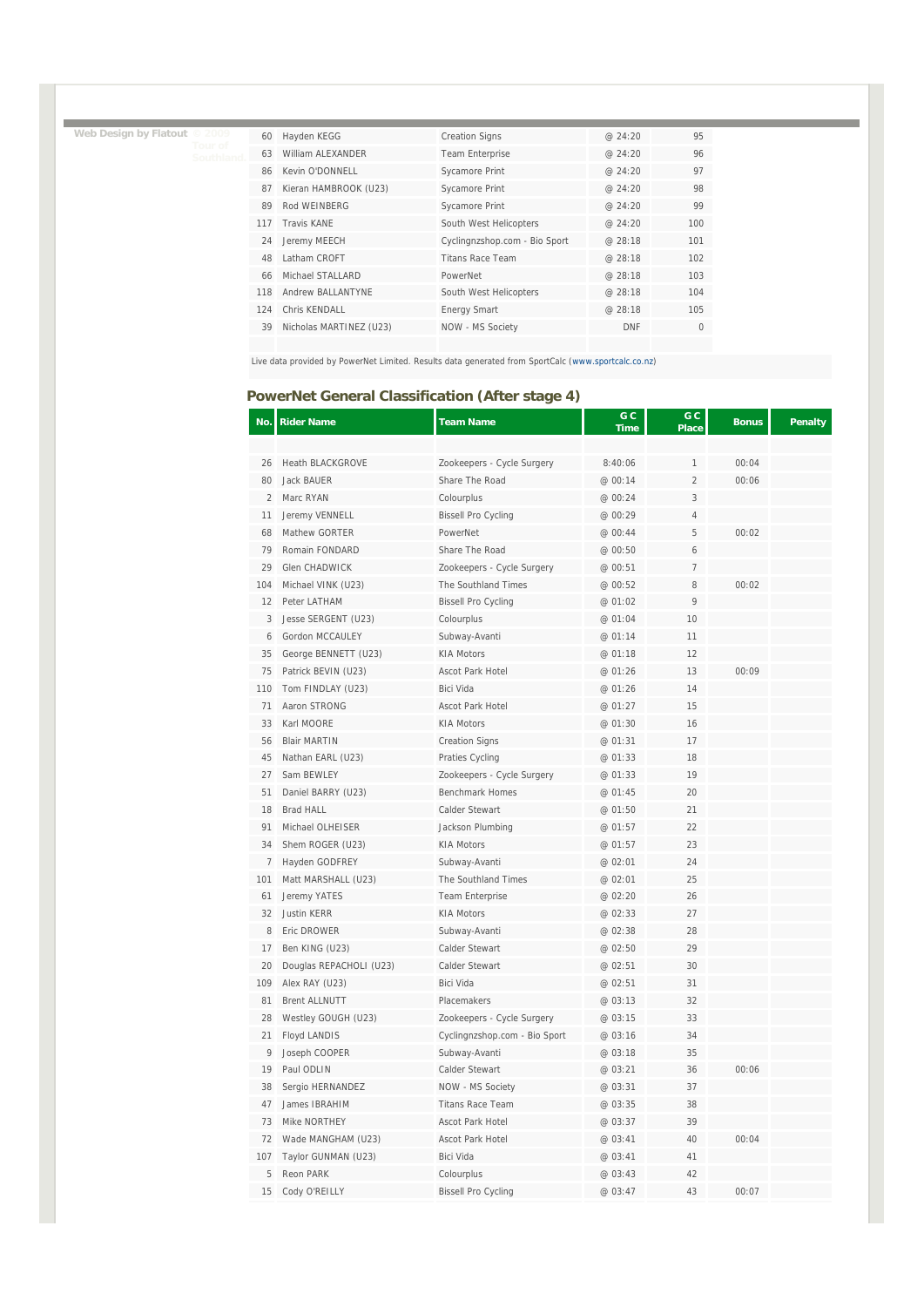Web Design by Flatout © 2009 Tour of Southland

| | | | | |
|---|---|---|---|---|
| 60 | Hayden KEGG | Creation Signs | @ 24:20 | 95 |
| 63 | William ALEXANDER | Team Enterprise | @ 24:20 | 96 |
| 86 | Kevin O'DONNELL | Sycamore Print | @ 24:20 | 97 |
| 87 | Kieran HAMBROOK (U23) | Sycamore Print | @ 24:20 | 98 |
| 89 | Rod WEINBERG | Sycamore Print | @ 24:20 | 99 |
| 117 | Travis KANE | South West Helicopters | @ 24:20 | 100 |
| 24 | Jeremy MEECH | Cyclingnzshop.com - Bio Sport | @ 28:18 | 101 |
| 48 | Latham CROFT | Titans Race Team | @ 28:18 | 102 |
| 66 | Michael STALLARD | PowerNet | @ 28:18 | 103 |
| 118 | Andrew BALLANTYNE | South West Helicopters | @ 28:18 | 104 |
| 124 | Chris KENDALL | Energy Smart | @ 28:18 | 105 |
| 39 | Nicholas MARTINEZ (U23) | NOW - MS Society | DNF | 0 |

Live data provided by PowerNet Limited. Results data generated from SportCalc (www.sportcalc.co.nz)

## PowerNet General Classification (After stage 4)

| No. | Rider Name | Team Name | GC Time | GC Place | Bonus | Penalty |
|---|---|---|---|---|---|---|
| 26 | Heath BLACKGROVE | Zookeepers - Cycle Surgery | 8:40:06 | 1 | 00:04 | |
| 80 | Jack BAUER | Share The Road | @ 00:14 | 2 | 00:06 | |
| 2 | Marc RYAN | Colourplus | @ 00:24 | 3 | | |
| 11 | Jeremy VENNELL | Bissell Pro Cycling | @ 00:29 | 4 | | |
| 68 | Mathew GORTER | PowerNet | @ 00:44 | 5 | 00:02 | |
| 79 | Romain FONDARD | Share The Road | @ 00:50 | 6 | | |
| 29 | Glen CHADWICK | Zookeepers - Cycle Surgery | @ 00:51 | 7 | | |
| 104 | Michael VINK (U23) | The Southland Times | @ 00:52 | 8 | 00:02 | |
| 12 | Peter LATHAM | Bissell Pro Cycling | @ 01:02 | 9 | | |
| 3 | Jesse SERGENT (U23) | Colourplus | @ 01:04 | 10 | | |
| 6 | Gordon MCCAULEY | Subway-Avanti | @ 01:14 | 11 | | |
| 35 | George BENNETT (U23) | KIA Motors | @ 01:18 | 12 | | |
| 75 | Patrick BEVIN (U23) | Ascot Park Hotel | @ 01:26 | 13 | 00:09 | |
| 110 | Tom FINDLAY (U23) | Bici Vida | @ 01:26 | 14 | | |
| 71 | Aaron STRONG | Ascot Park Hotel | @ 01:27 | 15 | | |
| 33 | Karl MOORE | KIA Motors | @ 01:30 | 16 | | |
| 56 | Blair MARTIN | Creation Signs | @ 01:31 | 17 | | |
| 45 | Nathan EARL (U23) | Praties Cycling | @ 01:33 | 18 | | |
| 27 | Sam BEWLEY | Zookeepers - Cycle Surgery | @ 01:33 | 19 | | |
| 51 | Daniel BARRY (U23) | Benchmark Homes | @ 01:45 | 20 | | |
| 18 | Brad HALL | Calder Stewart | @ 01:50 | 21 | | |
| 91 | Michael OLHEISER | Jackson Plumbing | @ 01:57 | 22 | | |
| 34 | Shem ROGER (U23) | KIA Motors | @ 01:57 | 23 | | |
| 7 | Hayden GODFREY | Subway-Avanti | @ 02:01 | 24 | | |
| 101 | Matt MARSHALL (U23) | The Southland Times | @ 02:01 | 25 | | |
| 61 | Jeremy YATES | Team Enterprise | @ 02:20 | 26 | | |
| 32 | Justin KERR | KIA Motors | @ 02:33 | 27 | | |
| 8 | Eric DROWER | Subway-Avanti | @ 02:38 | 28 | | |
| 17 | Ben KING (U23) | Calder Stewart | @ 02:50 | 29 | | |
| 20 | Douglas REPACHOLI (U23) | Calder Stewart | @ 02:51 | 30 | | |
| 109 | Alex RAY (U23) | Bici Vida | @ 02:51 | 31 | | |
| 81 | Brent ALLNUTT | Placemakers | @ 03:13 | 32 | | |
| 28 | Westley GOUGH (U23) | Zookeepers - Cycle Surgery | @ 03:15 | 33 | | |
| 21 | Floyd LANDIS | Cyclingnzshop.com - Bio Sport | @ 03:16 | 34 | | |
| 9 | Joseph COOPER | Subway-Avanti | @ 03:18 | 35 | | |
| 19 | Paul ODLIN | Calder Stewart | @ 03:21 | 36 | 00:06 | |
| 38 | Sergio HERNANDEZ | NOW - MS Society | @ 03:31 | 37 | | |
| 47 | James IBRAHIM | Titans Race Team | @ 03:35 | 38 | | |
| 73 | Mike NORTHEY | Ascot Park Hotel | @ 03:37 | 39 | | |
| 72 | Wade MANGHAM (U23) | Ascot Park Hotel | @ 03:41 | 40 | 00:04 | |
| 107 | Taylor GUNMAN (U23) | Bici Vida | @ 03:41 | 41 | | |
| 5 | Reon PARK | Colourplus | @ 03:43 | 42 | | |
| 15 | Cody O'REILLY | Bissell Pro Cycling | @ 03:47 | 43 | 00:07 | |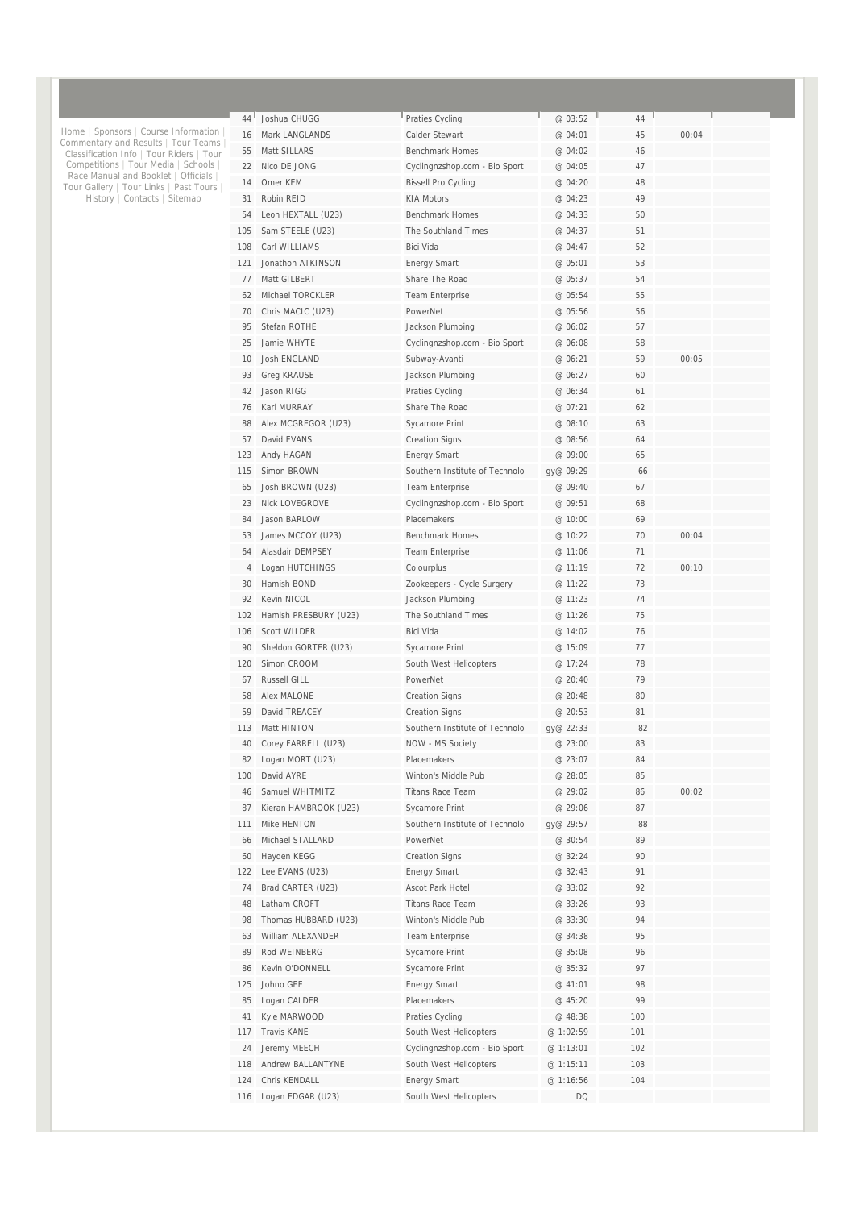Home | Sponsors | Course Information | Commentary and Results | Tour Teams | Classification Info | Tour Riders | Tour Competitions | Tour Media | Schools | Race Manual and Booklet | Officials | Tour Gallery | Tour Links | Past Tours | History | Contacts | Sitemap

| | | | | | |
|---|---|---|---|---|---|
| 44 | Joshua CHUGG | Praties Cycling | @ 03:52 | 44 | |
| 16 | Mark LANGLANDS | Calder Stewart | @ 04:01 | 45 | 00:04 |
| 55 | Matt SILLARS | Benchmark Homes | @ 04:02 | 46 | |
| 22 | Nico DE JONG | Cyclingnzshop.com - Bio Sport | @ 04:05 | 47 | |
| 14 | Omer KEM | Bissell Pro Cycling | @ 04:20 | 48 | |
| 31 | Robin REID | KIA Motors | @ 04:23 | 49 | |
| 54 | Leon HEXTALL (U23) | Benchmark Homes | @ 04:33 | 50 | |
| 105 | Sam STEELE (U23) | The Southland Times | @ 04:37 | 51 | |
| 108 | Carl WILLIAMS | Bici Vida | @ 04:47 | 52 | |
| 121 | Jonathon ATKINSON | Energy Smart | @ 05:01 | 53 | |
| 77 | Matt GILBERT | Share The Road | @ 05:37 | 54 | |
| 62 | Michael TORCKLER | Team Enterprise | @ 05:54 | 55 | |
| 70 | Chris MACIC (U23) | PowerNet | @ 05:56 | 56 | |
| 95 | Stefan ROTHE | Jackson Plumbing | @ 06:02 | 57 | |
| 25 | Jamie WHYTE | Cyclingnzshop.com - Bio Sport | @ 06:08 | 58 | |
| 10 | Josh ENGLAND | Subway-Avanti | @ 06:21 | 59 | 00:05 |
| 93 | Greg KRAUSE | Jackson Plumbing | @ 06:27 | 60 | |
| 42 | Jason RIGG | Praties Cycling | @ 06:34 | 61 | |
| 76 | Karl MURRAY | Share The Road | @ 07:21 | 62 | |
| 88 | Alex MCGREGOR (U23) | Sycamore Print | @ 08:10 | 63 | |
| 57 | David EVANS | Creation Signs | @ 08:56 | 64 | |
| 123 | Andy HAGAN | Energy Smart | @ 09:00 | 65 | |
| 115 | Simon BROWN | Southern Institute of Technolo | gy@ 09:29 | 66 | |
| 65 | Josh BROWN (U23) | Team Enterprise | @ 09:40 | 67 | |
| 23 | Nick LOVEGROVE | Cyclingnzshop.com - Bio Sport | @ 09:51 | 68 | |
| 84 | Jason BARLOW | Placemakers | @ 10:00 | 69 | |
| 53 | James MCCOY (U23) | Benchmark Homes | @ 10:22 | 70 | 00:04 |
| 64 | Alasdair DEMPSEY | Team Enterprise | @ 11:06 | 71 | |
| 4 | Logan HUTCHINGS | Colourplus | @ 11:19 | 72 | 00:10 |
| 30 | Hamish BOND | Zookeepers - Cycle Surgery | @ 11:22 | 73 | |
| 92 | Kevin NICOL | Jackson Plumbing | @ 11:23 | 74 | |
| 102 | Hamish PRESBURY (U23) | The Southland Times | @ 11:26 | 75 | |
| 106 | Scott WILDER | Bici Vida | @ 14:02 | 76 | |
| 90 | Sheldon GORTER (U23) | Sycamore Print | @ 15:09 | 77 | |
| 120 | Simon CROOM | South West Helicopters | @ 17:24 | 78 | |
| 67 | Russell GILL | PowerNet | @ 20:40 | 79 | |
| 58 | Alex MALONE | Creation Signs | @ 20:48 | 80 | |
| 59 | David TREACEY | Creation Signs | @ 20:53 | 81 | |
| 113 | Matt HINTON | Southern Institute of Technolo | gy@ 22:33 | 82 | |
| 40 | Corey FARRELL (U23) | NOW - MS Society | @ 23:00 | 83 | |
| 82 | Logan MORT (U23) | Placemakers | @ 23:07 | 84 | |
| 100 | David AYRE | Winton's Middle Pub | @ 28:05 | 85 | |
| 46 | Samuel WHITMITZ | Titans Race Team | @ 29:02 | 86 | 00:02 |
| 87 | Kieran HAMBROOK (U23) | Sycamore Print | @ 29:06 | 87 | |
| 111 | Mike HENTON | Southern Institute of Technolo | gy@ 29:57 | 88 | |
| 66 | Michael STALLARD | PowerNet | @ 30:54 | 89 | |
| 60 | Hayden KEGG | Creation Signs | @ 32:24 | 90 | |
| 122 | Lee EVANS (U23) | Energy Smart | @ 32:43 | 91 | |
| 74 | Brad CARTER (U23) | Ascot Park Hotel | @ 33:02 | 92 | |
| 48 | Latham CROFT | Titans Race Team | @ 33:26 | 93 | |
| 98 | Thomas HUBBARD (U23) | Winton's Middle Pub | @ 33:30 | 94 | |
| 63 | William ALEXANDER | Team Enterprise | @ 34:38 | 95 | |
| 89 | Rod WEINBERG | Sycamore Print | @ 35:08 | 96 | |
| 86 | Kevin O'DONNELL | Sycamore Print | @ 35:32 | 97 | |
| 125 | Johno GEE | Energy Smart | @ 41:01 | 98 | |
| 85 | Logan CALDER | Placemakers | @ 45:20 | 99 | |
| 41 | Kyle MARWOOD | Praties Cycling | @ 48:38 | 100 | |
| 117 | Travis KANE | South West Helicopters | @ 1:02:59 | 101 | |
| 24 | Jeremy MEECH | Cyclingnzshop.com - Bio Sport | @ 1:13:01 | 102 | |
| 118 | Andrew BALLANTYNE | South West Helicopters | @ 1:15:11 | 103 | |
| 124 | Chris KENDALL | Energy Smart | @ 1:16:56 | 104 | |
| 116 | Logan EDGAR (U23) | South West Helicopters | DQ | | |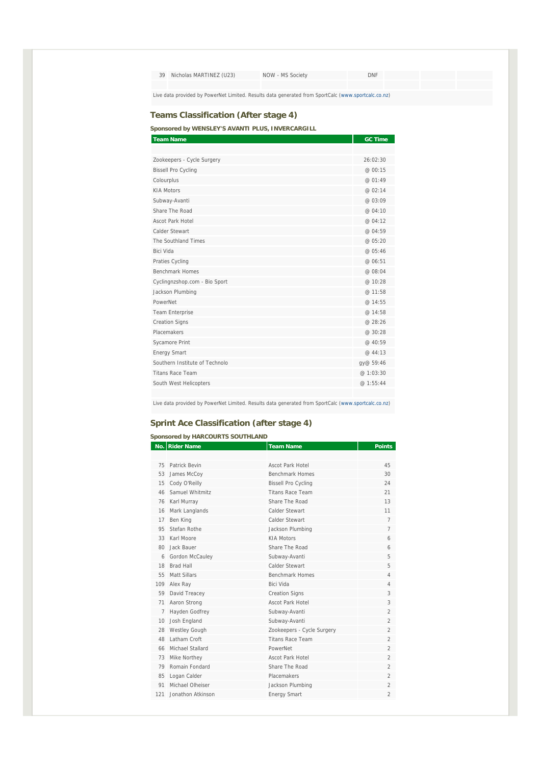| 39 | Nicholas MARTINEZ (U23) | NOW - MS Society | DNF | | | |
|---|---|---|---|---|---|---|

Live data provided by PowerNet Limited. Results data generated from SportCalc (www.sportcalc.co.nz)

## Teams Classification (After stage 4)

### Sponsored by WENSLEY'S AVANTI PLUS, INVERCARGILL

| Team Name | GC Time |
|---|---|
| Zookeepers - Cycle Surgery | 26:02:30 |
| Bissell Pro Cycling | @ 00:15 |
| Colourplus | @ 01:49 |
| KIA Motors | @ 02:14 |
| Subway-Avanti | @ 03:09 |
| Share The Road | @ 04:10 |
| Ascot Park Hotel | @ 04:12 |
| Calder Stewart | @ 04:59 |
| The Southland Times | @ 05:20 |
| Bici Vida | @ 05:46 |
| Praties Cycling | @ 06:51 |
| Benchmark Homes | @ 08:04 |
| Cyclingnzshop.com - Bio Sport | @ 10:28 |
| Jackson Plumbing | @ 11:58 |
| PowerNet | @ 14:55 |
| Team Enterprise | @ 14:58 |
| Creation Signs | @ 28:26 |
| Placemakers | @ 30:28 |
| Sycamore Print | @ 40:59 |
| Energy Smart | @ 44:13 |
| Southern Institute of Technolo | gy@ 59:46 |
| Titans Race Team | @ 1:03:30 |
| South West Helicopters | @ 1:55:44 |

Live data provided by PowerNet Limited. Results data generated from SportCalc (www.sportcalc.co.nz)

## Sprint Ace Classification (after stage 4)

### Sponsored by HARCOURTS SOUTHLAND

| No. | Rider Name | Team Name | Points |
|---|---|---|---|
| 75 | Patrick Bevin | Ascot Park Hotel | 45 |
| 53 | James McCoy | Benchmark Homes | 30 |
| 15 | Cody O'Reilly | Bissell Pro Cycling | 24 |
| 46 | Samuel Whitmitz | Titans Race Team | 21 |
| 76 | Karl Murray | Share The Road | 13 |
| 16 | Mark Langlands | Calder Stewart | 11 |
| 17 | Ben King | Calder Stewart | 7 |
| 95 | Stefan Rothe | Jackson Plumbing | 7 |
| 33 | Karl Moore | KIA Motors | 6 |
| 80 | Jack Bauer | Share The Road | 6 |
| 6 | Gordon McCauley | Subway-Avanti | 5 |
| 18 | Brad Hall | Calder Stewart | 5 |
| 55 | Matt Sillars | Benchmark Homes | 4 |
| 109 | Alex Ray | Bici Vida | 4 |
| 59 | David Treacey | Creation Signs | 3 |
| 71 | Aaron Strong | Ascot Park Hotel | 3 |
| 7 | Hayden Godfrey | Subway-Avanti | 2 |
| 10 | Josh England | Subway-Avanti | 2 |
| 28 | Westley Gough | Zookeepers - Cycle Surgery | 2 |
| 48 | Latham Croft | Titans Race Team | 2 |
| 66 | Michael Stallard | PowerNet | 2 |
| 73 | Mike Northey | Ascot Park Hotel | 2 |
| 79 | Romain Fondard | Share The Road | 2 |
| 85 | Logan Calder | Placemakers | 2 |
| 91 | Michael Olheiser | Jackson Plumbing | 2 |
| 121 | Jonathon Atkinson | Energy Smart | 2 |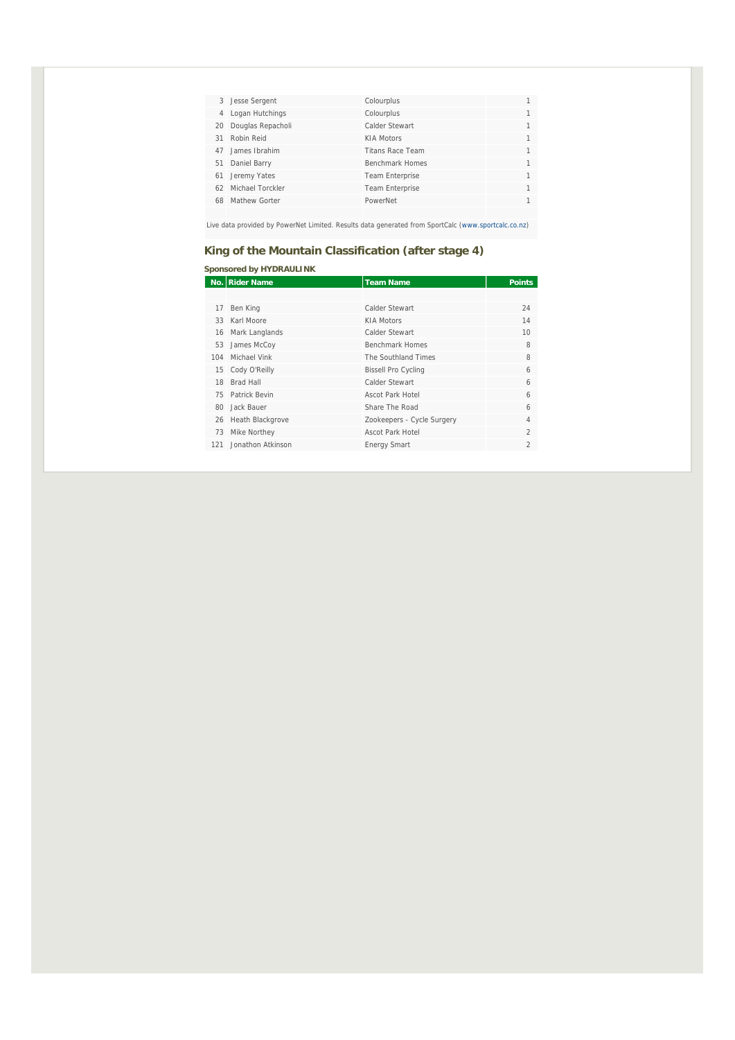| | | | |
|---|---|---|---|
| 3 | Jesse Sergent | Colourplus | 1 |
| 4 | Logan Hutchings | Colourplus | 1 |
| 20 | Douglas Repacholi | Calder Stewart | 1 |
| 31 | Robin Reid | KIA Motors | 1 |
| 47 | James Ibrahim | Titans Race Team | 1 |
| 51 | Daniel Barry | Benchmark Homes | 1 |
| 61 | Jeremy Yates | Team Enterprise | 1 |
| 62 | Michael Torckler | Team Enterprise | 1 |
| 68 | Mathew Gorter | PowerNet | 1 |

Live data provided by PowerNet Limited. Results data generated from SportCalc (www.sportcalc.co.nz)

## King of the Mountain Classification (after stage 4)

**Sponsored by HYDRAULINK**

| No. | Rider Name | Team Name | Points |
|---|---|---|---|
| 17 | Ben King | Calder Stewart | 24 |
| 33 | Karl Moore | KIA Motors | 14 |
| 16 | Mark Langlands | Calder Stewart | 10 |
| 53 | James McCoy | Benchmark Homes | 8 |
| 104 | Michael Vink | The Southland Times | 8 |
| 15 | Cody O'Reilly | Bissell Pro Cycling | 6 |
| 18 | Brad Hall | Calder Stewart | 6 |
| 75 | Patrick Bevin | Ascot Park Hotel | 6 |
| 80 | Jack Bauer | Share The Road | 6 |
| 26 | Heath Blackgrove | Zookeepers - Cycle Surgery | 4 |
| 73 | Mike Northey | Ascot Park Hotel | 2 |
| 121 | Jonathon Atkinson | Energy Smart | 2 |